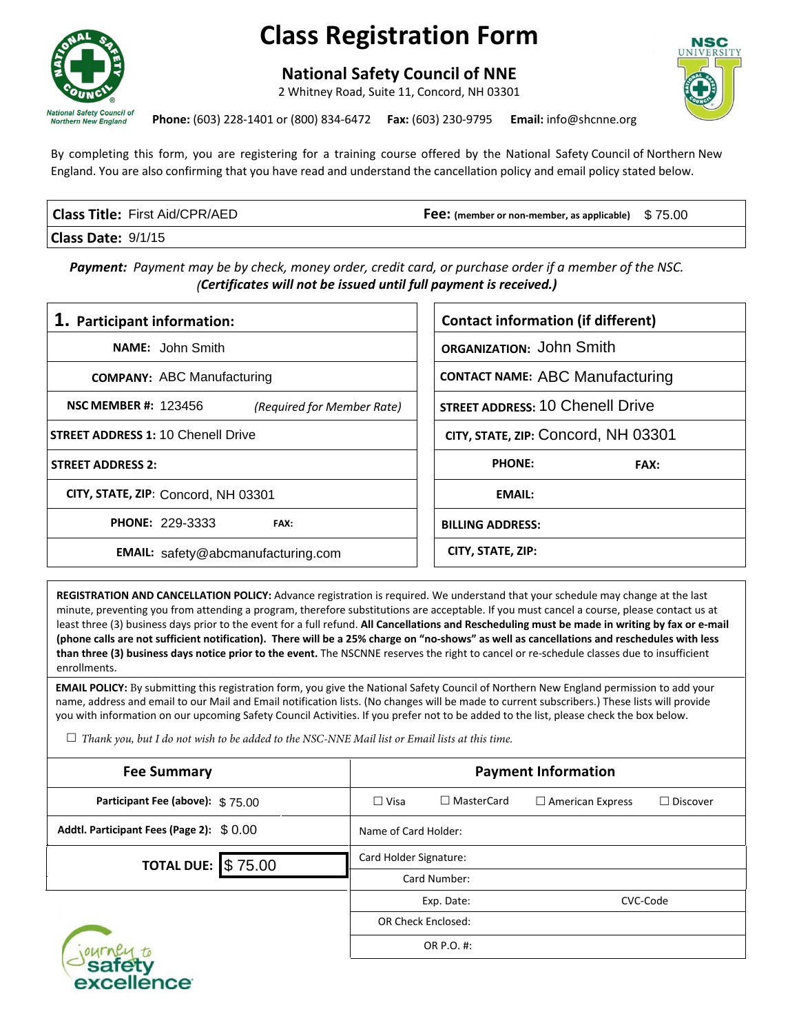# Class Registration Form

## National Safety Council of NNE

2 Whitney Road, Suite 11, Concord, NH 03301

National Safety Council of Northern New England

**Phone:** (603) 228-1401 or (800) 834-6472 **Fax:** (603) 230-9795 **Email:** info@shcnne.org

NSC UNIVERSITY

By completing this form, you are registering for a training course offered by the National Safety Council of Northern New England. You are also confirming that you have read and understand the cancellation policy and email policy stated below.

| | |
|---|---|
| **Class Title:** First Aid/CPR/AED | **Fee:** (member or non-member, as applicable) $ 75.00 |
| **Class Date:** 9/1/15 | |

***Payment:*** *Payment may be by check, money order, credit card, or purchase order if a member of the NSC.* ***(Certificates will not be issued until full payment is received.)***

| **1. Participant information:** | **Contact information (if different)** |
|---|---|
| **NAME:** John Smith | **ORGANIZATION:** John Smith |
| **COMPANY:** ABC Manufacturing | **CONTACT NAME:** ABC Manufacturing |
| **NSC MEMBER #:** 123456 *(Required for Member Rate)* | **STREET ADDRESS:** 10 Chenell Drive |
| **STREET ADDRESS 1:** 10 Chenell Drive | **CITY, STATE, ZIP:** Concord, NH 03301 |
| **STREET ADDRESS 2:** | **PHONE:** **FAX:** |
| **CITY, STATE, ZIP:** Concord, NH 03301 | **EMAIL:** |
| **PHONE:** 229-3333 **FAX:** | **BILLING ADDRESS:** |
| **EMAIL:** safety@abcmanufacturing.com | **CITY, STATE, ZIP:** |

**REGISTRATION AND CANCELLATION POLICY:** Advance registration is required. We understand that your schedule may change at the last minute, preventing you from attending a program, therefore substitutions are acceptable. If you must cancel a course, please contact us at least three (3) business days prior to the event for a full refund. **All Cancellations and Rescheduling must be made in writing by fax or e-mail (phone calls are not sufficient notification). There will be a 25% charge on "no-shows" as well as cancellations and reschedules with less than three (3) business days notice prior to the event.** The NSCNNE reserves the right to cancel or re-schedule classes due to insufficient enrollments.

**EMAIL POLICY:** By submitting this registration form, you give the National Safety Council of Northern New England permission to add your name, address and email to our Mail and Email notification lists. (No changes will be made to current subscribers.) These lists will provide you with information on our upcoming Safety Council Activities. If you prefer not to be added to the list, please check the box below.

☐ *Thank you, but I do not wish to be added to the NSC-NNE Mail list or Email lists at this time.*

| **Fee Summary** | **Payment Information** |
|---|---|
| **Participant Fee (above):** $ 75.00 | ☐ Visa ☐ MasterCard ☐ American Express ☐ Discover |
| **Addtl. Participant Fees (Page 2):** $ 0.00 | Name of Card Holder: |
| **TOTAL DUE:** $ 75.00 | Card Holder Signature: |
| | Card Number: |
| | Exp. Date: CVC-Code |
| | OR Check Enclosed: |
| | OR P.O. #: |

journey to safety excellence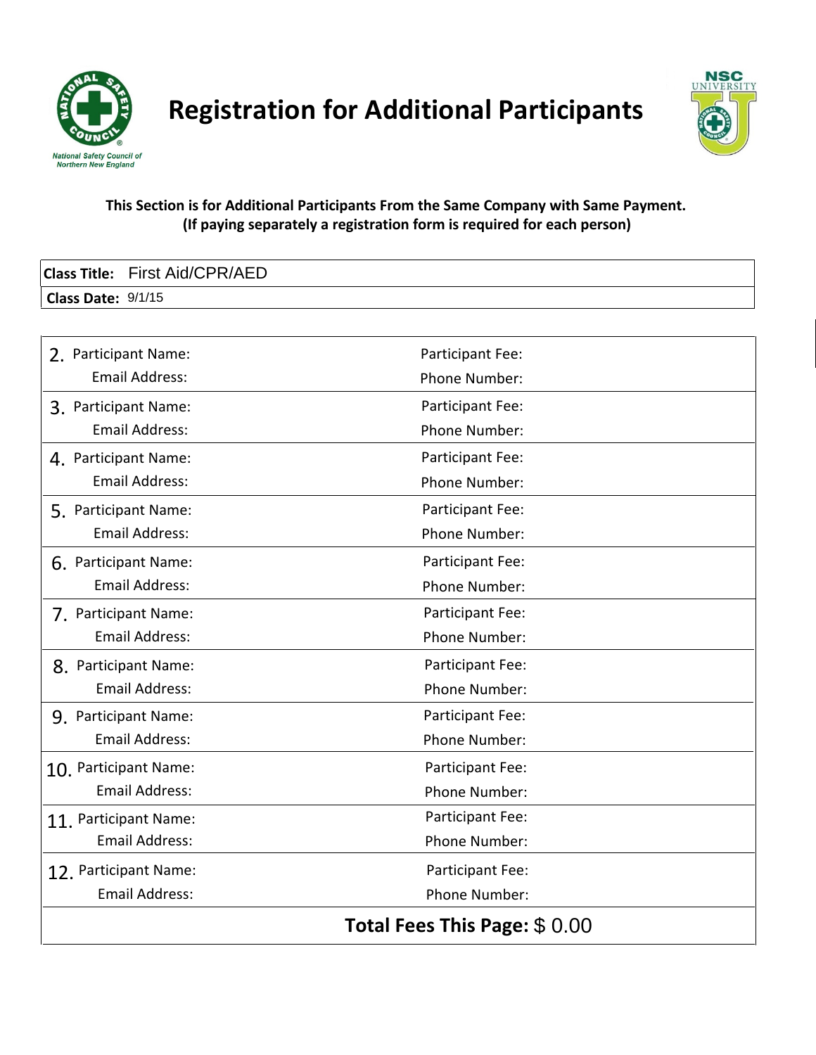National Safety Council of Northern New England

# Registration for Additional Participants

NSC UNIVERSITY

**This Section is for Additional Participants From the Same Company with Same Payment.**
**(If paying separately a registration form is required for each person)**

**Class Title:** First Aid/CPR/AED
**Class Date:** 9/1/15

2. Participant Name: Participant Fee:
 Email Address: Phone Number:

3. Participant Name: Participant Fee:
 Email Address: Phone Number:

4. Participant Name: Participant Fee:
 Email Address: Phone Number:

5. Participant Name: Participant Fee:
 Email Address: Phone Number:

6. Participant Name: Participant Fee:
 Email Address: Phone Number:

7. Participant Name: Participant Fee:
 Email Address: Phone Number:

8. Participant Name: Participant Fee:
 Email Address: Phone Number:

9. Participant Name: Participant Fee:
 Email Address: Phone Number:

10. Participant Name: Participant Fee:
 Email Address: Phone Number:

11. Participant Name: Participant Fee:
 Email Address: Phone Number:

12. Participant Name: Participant Fee:
 Email Address: Phone Number:

**Total Fees This Page:** $ 0.00